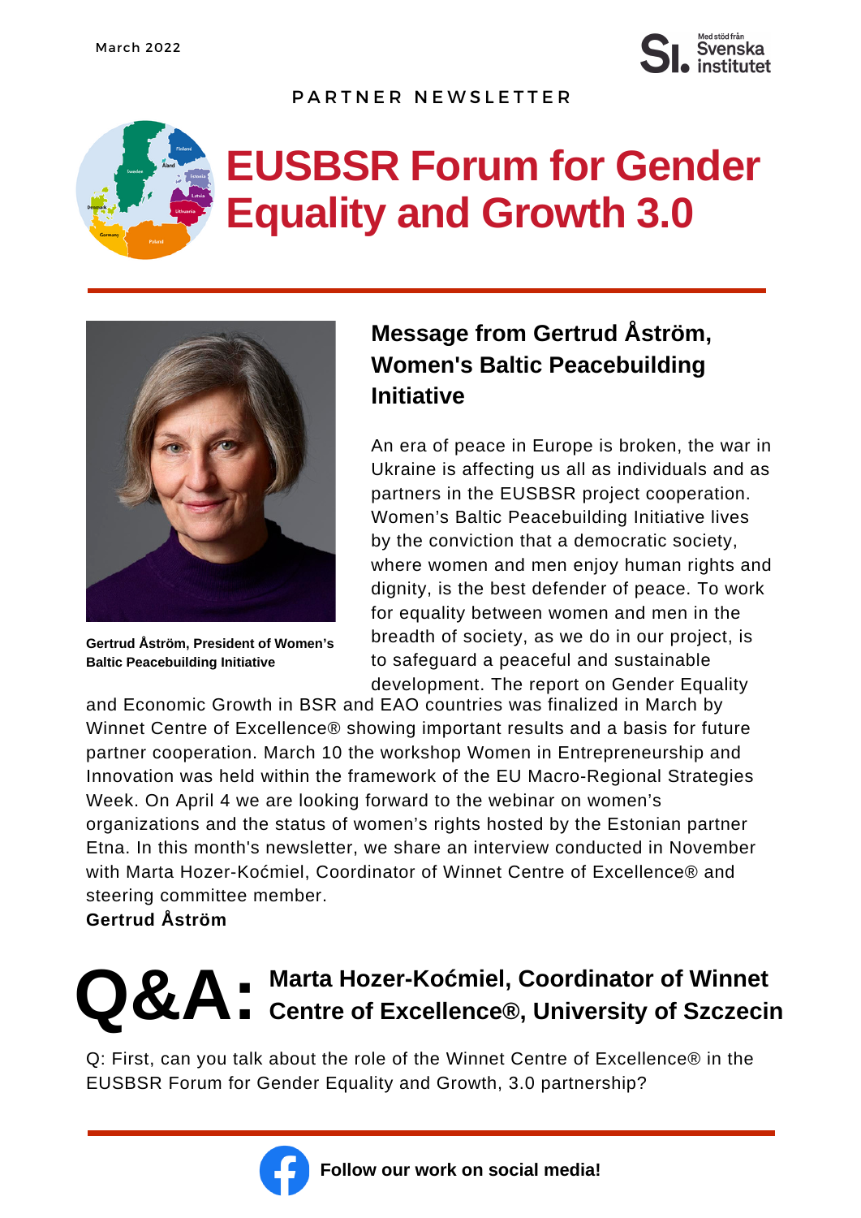March 2022

PARTNER NEWSLETTER

# EUSBSR Forum for Gender Equality and Growth 3.0

Gertrud Åström, President of Women's Baltic Peacebuilding Initiative

## Message from Gertrud Åström, Women's Baltic Peacebuilding Initiative

An era of peace in Europe is broken, the war in Ukraine is affecting us all as individuals and as partners in the EUSBSR project cooperation. Women's Baltic Peacebuilding Initiative lives by the conviction that a democratic society, where women and men enjoy human rights and dignity, is the best defender of peace. To work for equality between women and men in the breadth of society, as we do in our project, is to safeguard a peaceful and sustainable development. The report on Gender Equality and Economic Growth in BSR and EAO countries was finalized in March by Winnet Centre of Excellence® showing important results and a basis for future partner cooperation. March 10 the workshop Women in Entrepreneurship and Innovation was held within the framework of the EU Macro-Regional Strategies Week. On April 4 we are looking forward to the webinar on women's organizations and the status of women's rights hosted by the Estonian partner Etna. In this month's newsletter, we share an interview conducted in November with Marta Hozer-Koćmiel, Coordinator of Winnet Centre of Excellence® and steering committee member.

**Gertrud Åström**

## Q&A: Marta Hozer-Koćmiel, Coordinator of Winnet Centre of Excellence®, University of Szczecin

Q: First, can you talk about the role of the Winnet Centre of Excellence® in the EUSBSR Forum for Gender Equality and Growth, 3.0 partnership?

**Follow our work on social media!**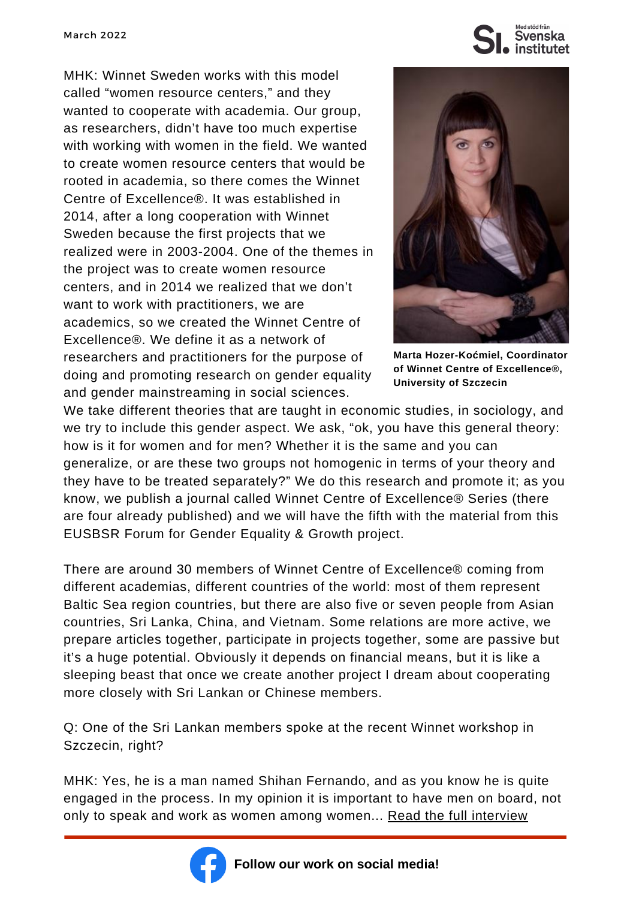MHK: Winnet Sweden works with this model called "women resource centers," and they wanted to cooperate with academia. Our group, as researchers, didn't have too much expertise with working with women in the field. We wanted to create women resource centers that would be rooted in academia, so there comes the Winnet Centre of Excellence®. It was established in 2014, after a long cooperation with Winnet Sweden because the first projects that we realized were in 2003-2004. One of the themes in the project was to create women resource centers, and in 2014 we realized that we don't want to work with practitioners, we are academics, so we created the Winnet Centre of Excellence®. We define it as a network of researchers and practitioners for the purpose of doing and promoting research on gender equality and gender mainstreaming in social sciences. We take different theories that are taught in economic studies, in sociology, and we try to include this gender aspect. We ask, "ok, you have this general theory: how is it for women and for men? Whether it is the same and you can generalize, or are these two groups not homogenic in terms of your theory and they have to be treated separately?" We do this research and promote it; as you know, we publish a journal called Winnet Centre of Excellence® Series (there are four already published) and we will have the fifth with the material from this EUSBSR Forum for Gender Equality & Growth project.

**Marta Hozer-Koćmiel, Coordinator of Winnet Centre of Excellence®, University of Szczecin**

There are around 30 members of Winnet Centre of Excellence® coming from different academias, different countries of the world: most of them represent Baltic Sea region countries, but there are also five or seven people from Asian countries, Sri Lanka, China, and Vietnam. Some relations are more active, we prepare articles together, participate in projects together, some are passive but it's a huge potential. Obviously it depends on financial means, but it is like a sleeping beast that once we create another project I dream about cooperating more closely with Sri Lankan or Chinese members.

Q: One of the Sri Lankan members spoke at the recent Winnet workshop in Szczecin, right?

MHK: Yes, he is a man named Shihan Fernando, and as you know he is quite engaged in the process. In my opinion it is important to have men on board, not only to speak and work as women among women... Read the full interview

Follow our work on social media!